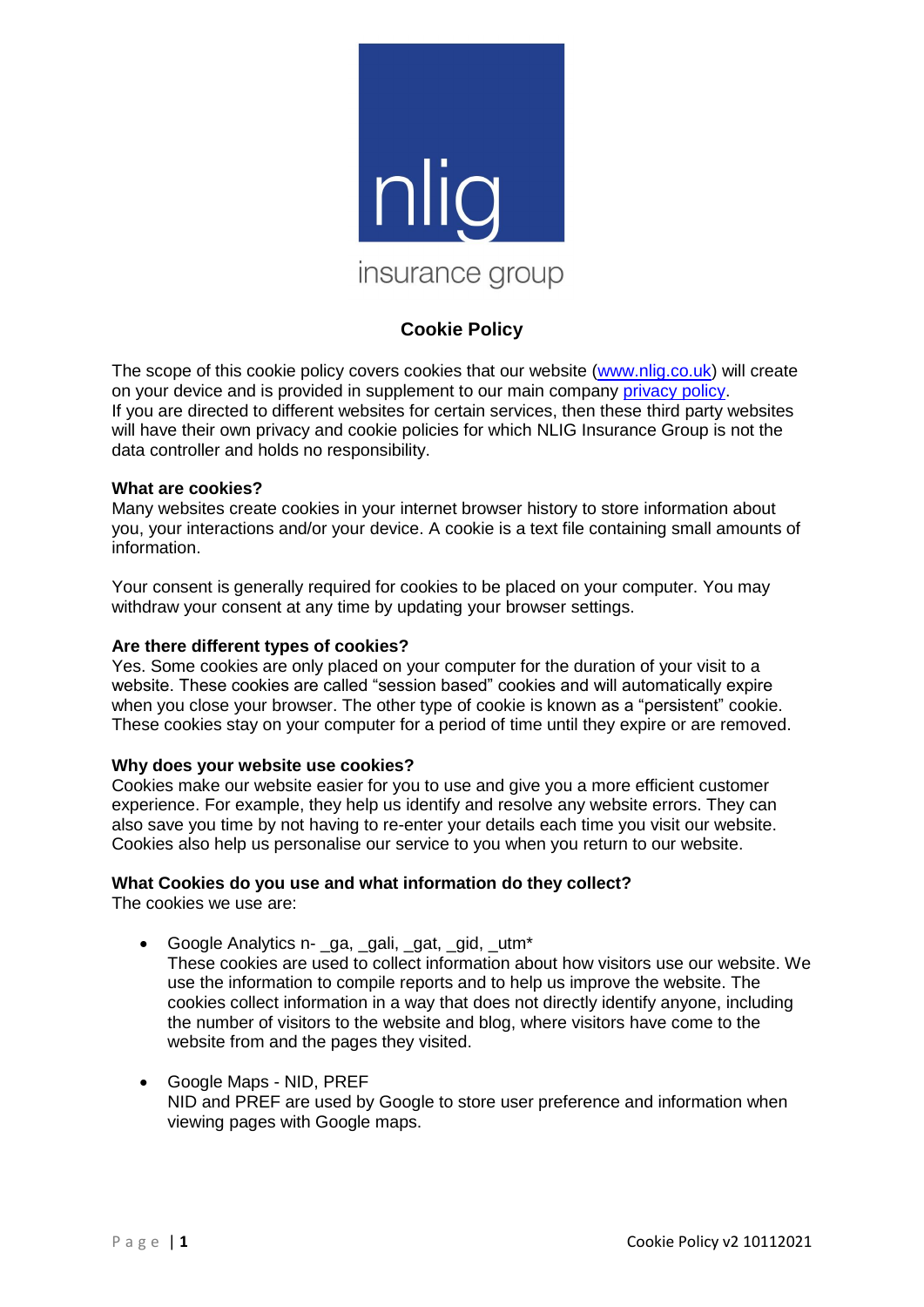nlig

insurance group

# Cookie Policy

The scope of this cookie policy covers cookies that our website ([www.nlig.co.uk](http://www.nlig.co.uk)) will create on your device and is provided in supplement to our main company [privacy policy](#).
If you are directed to different websites for certain services, then these third party websites will have their own privacy and cookie policies for which NLIG Insurance Group is not the data controller and holds no responsibility.

**What are cookies?**
Many websites create cookies in your internet browser history to store information about you, your interactions and/or your device. A cookie is a text file containing small amounts of information.

Your consent is generally required for cookies to be placed on your computer. You may withdraw your consent at any time by updating your browser settings.

**Are there different types of cookies?**
Yes. Some cookies are only placed on your computer for the duration of your visit to a website. These cookies are called "session based" cookies and will automatically expire when you close your browser. The other type of cookie is known as a "persistent" cookie. These cookies stay on your computer for a period of time until they expire or are removed.

**Why does your website use cookies?**
Cookies make our website easier for you to use and give you a more efficient customer experience. For example, they help us identify and resolve any website errors. They can also save you time by not having to re-enter your details each time you visit our website. Cookies also help us personalise our service to you when you return to our website.

**What Cookies do you use and what information do they collect?**
The cookies we use are:

- Google Analytics n- _ga, _gali, _gat, _gid, _utm*
  These cookies are used to collect information about how visitors use our website. We use the information to compile reports and to help us improve the website. The cookies collect information in a way that does not directly identify anyone, including the number of visitors to the website and blog, where visitors have come to the website from and the pages they visited.

- Google Maps - NID, PREF
  NID and PREF are used by Google to store user preference and information when viewing pages with Google maps.

Cookie Policy v2 10112021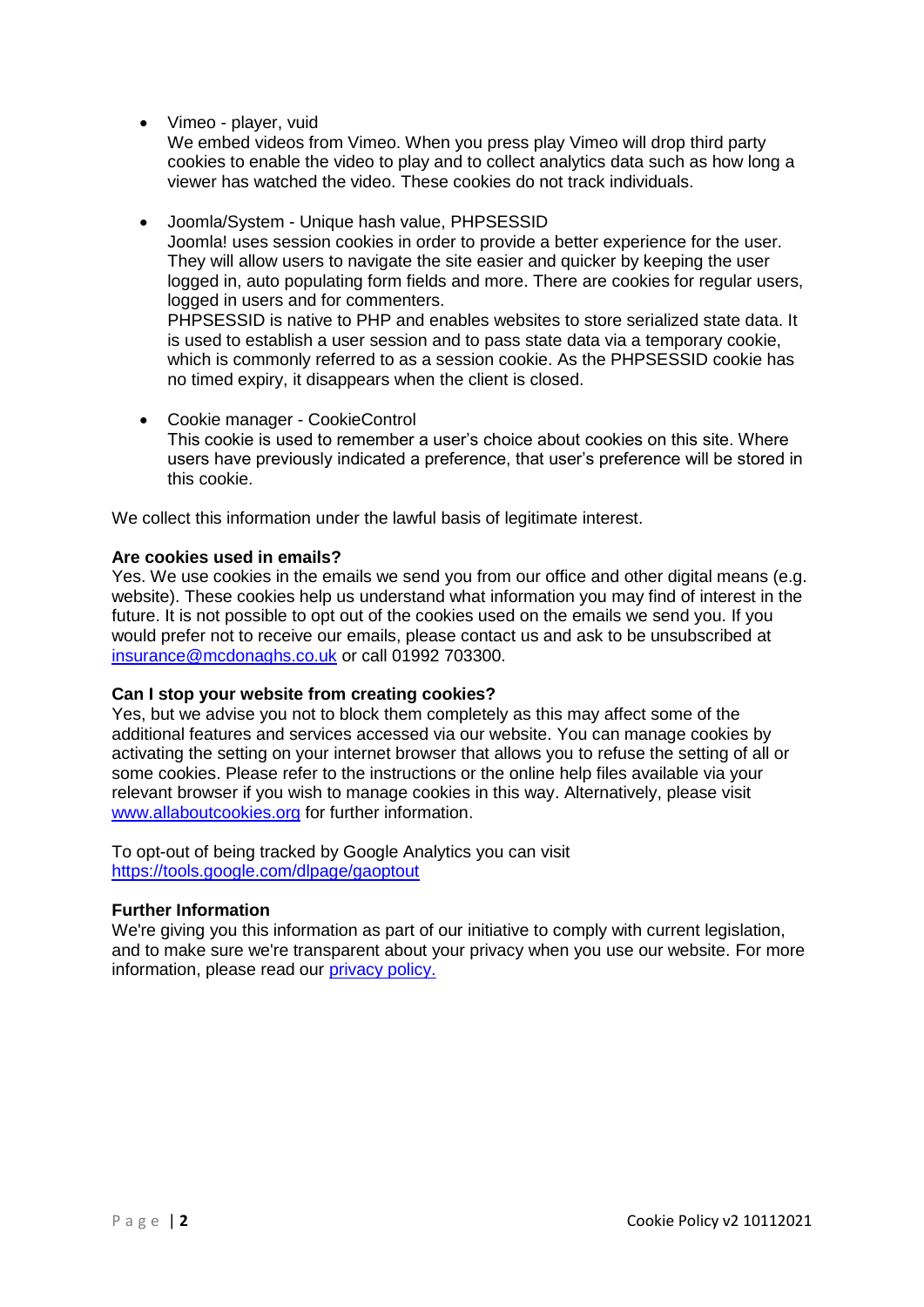- Vimeo - player, vuid
  We embed videos from Vimeo. When you press play Vimeo will drop third party cookies to enable the video to play and to collect analytics data such as how long a viewer has watched the video. These cookies do not track individuals.

- Joomla/System - Unique hash value, PHPSESSID
  Joomla! uses session cookies in order to provide a better experience for the user. They will allow users to navigate the site easier and quicker by keeping the user logged in, auto populating form fields and more. There are cookies for regular users, logged in users and for commenters.
  PHPSESSID is native to PHP and enables websites to store serialized state data. It is used to establish a user session and to pass state data via a temporary cookie, which is commonly referred to as a session cookie. As the PHPSESSID cookie has no timed expiry, it disappears when the client is closed.

- Cookie manager - CookieControl
  This cookie is used to remember a user's choice about cookies on this site. Where users have previously indicated a preference, that user's preference will be stored in this cookie.

We collect this information under the lawful basis of legitimate interest.

**Are cookies used in emails?**
Yes. We use cookies in the emails we send you from our office and other digital means (e.g. website). These cookies help us understand what information you may find of interest in the future. It is not possible to opt out of the cookies used on the emails we send you. If you would prefer not to receive our emails, please contact us and ask to be unsubscribed at [insurance@mcdonaghs.co.uk](mailto:insurance@mcdonaghs.co.uk) or call 01992 703300.

**Can I stop your website from creating cookies?**
Yes, but we advise you not to block them completely as this may affect some of the additional features and services accessed via our website. You can manage cookies by activating the setting on your internet browser that allows you to refuse the setting of all or some cookies. Please refer to the instructions or the online help files available via your relevant browser if you wish to manage cookies in this way. Alternatively, please visit [www.allaboutcookies.org](http://www.allaboutcookies.org) for further information.

To opt-out of being tracked by Google Analytics you can visit
[https://tools.google.com/dlpage/gaoptout](https://tools.google.com/dlpage/gaoptout)

**Further Information**
We're giving you this information as part of our initiative to comply with current legislation, and to make sure we're transparent about your privacy when you use our website. For more information, please read our privacy policy.